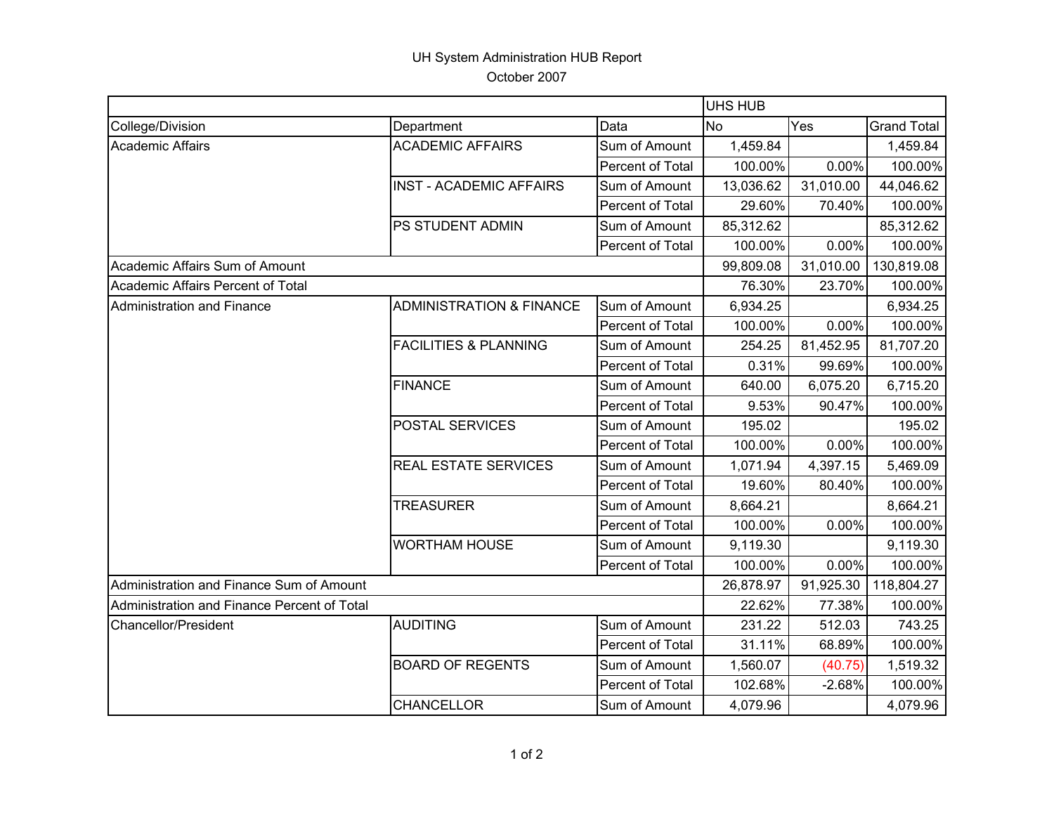# UH System Administration HUB Report

October 2007

| | | | UHS HUB | | |
|---|---|---|---|---|---|
| College/Division | Department | Data | No | Yes | Grand Total |
| Academic Affairs | ACADEMIC AFFAIRS | Sum of Amount | 1,459.84 | | 1,459.84 |
| | | Percent of Total | 100.00% | 0.00% | 100.00% |
| | INST - ACADEMIC AFFAIRS | Sum of Amount | 13,036.62 | 31,010.00 | 44,046.62 |
| | | Percent of Total | 29.60% | 70.40% | 100.00% |
| | PS STUDENT ADMIN | Sum of Amount | 85,312.62 | | 85,312.62 |
| | | Percent of Total | 100.00% | 0.00% | 100.00% |
| Academic Affairs Sum of Amount | | | 99,809.08 | 31,010.00 | 130,819.08 |
| Academic Affairs Percent of Total | | | 76.30% | 23.70% | 100.00% |
| Administration and Finance | ADMINISTRATION & FINANCE | Sum of Amount | 6,934.25 | | 6,934.25 |
| | | Percent of Total | 100.00% | 0.00% | 100.00% |
| | FACILITIES & PLANNING | Sum of Amount | 254.25 | 81,452.95 | 81,707.20 |
| | | Percent of Total | 0.31% | 99.69% | 100.00% |
| | FINANCE | Sum of Amount | 640.00 | 6,075.20 | 6,715.20 |
| | | Percent of Total | 9.53% | 90.47% | 100.00% |
| | POSTAL SERVICES | Sum of Amount | 195.02 | | 195.02 |
| | | Percent of Total | 100.00% | 0.00% | 100.00% |
| | REAL ESTATE SERVICES | Sum of Amount | 1,071.94 | 4,397.15 | 5,469.09 |
| | | Percent of Total | 19.60% | 80.40% | 100.00% |
| | TREASURER | Sum of Amount | 8,664.21 | | 8,664.21 |
| | | Percent of Total | 100.00% | 0.00% | 100.00% |
| | WORTHAM HOUSE | Sum of Amount | 9,119.30 | | 9,119.30 |
| | | Percent of Total | 100.00% | 0.00% | 100.00% |
| Administration and Finance Sum of Amount | | | 26,878.97 | 91,925.30 | 118,804.27 |
| Administration and Finance Percent of Total | | | 22.62% | 77.38% | 100.00% |
| Chancellor/President | AUDITING | Sum of Amount | 231.22 | 512.03 | 743.25 |
| | | Percent of Total | 31.11% | 68.89% | 100.00% |
| | BOARD OF REGENTS | Sum of Amount | 1,560.07 | (40.75) | 1,519.32 |
| | | Percent of Total | 102.68% | -2.68% | 100.00% |
| | CHANCELLOR | Sum of Amount | 4,079.96 | | 4,079.96 |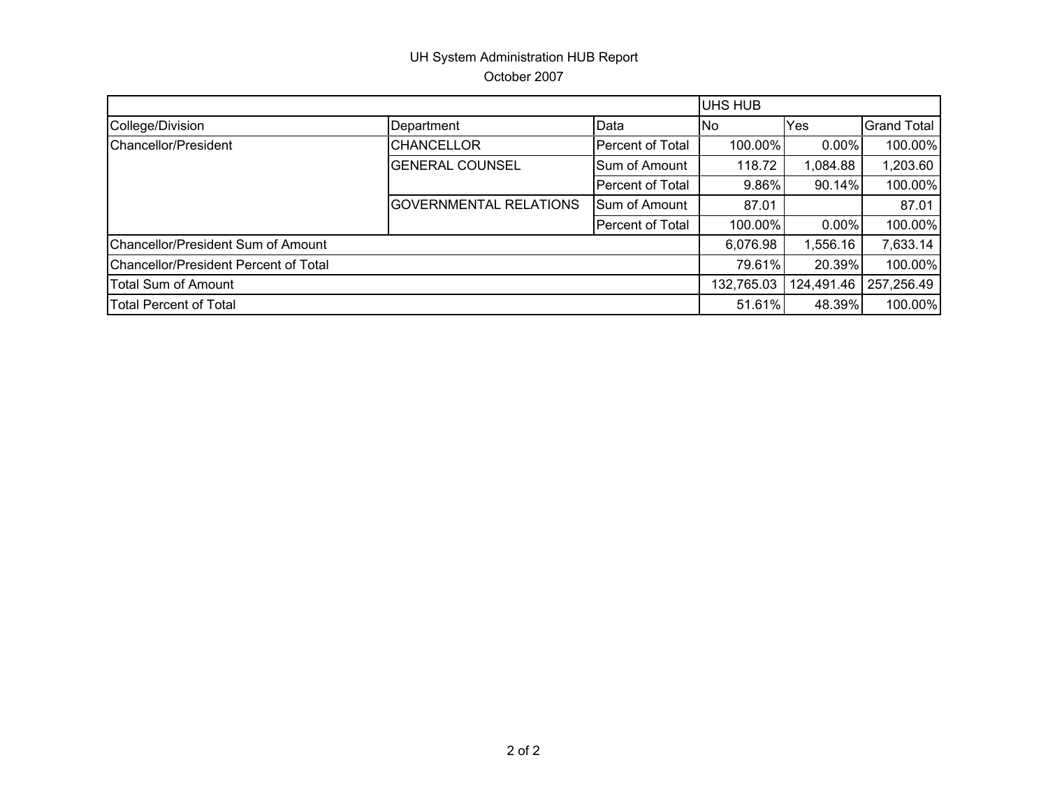UH System Administration HUB Report

October 2007

| | | | UHS HUB | | |
|---|---|---|---|---|---|
| College/Division | Department | Data | No | Yes | Grand Total |
| Chancellor/President | CHANCELLOR | Percent of Total | 100.00% | 0.00% | 100.00% |
| | GENERAL COUNSEL | Sum of Amount | 118.72 | 1,084.88 | 1,203.60 |
| | | Percent of Total | 9.86% | 90.14% | 100.00% |
| | GOVERNMENTAL RELATIONS | Sum of Amount | 87.01 | | 87.01 |
| | | Percent of Total | 100.00% | 0.00% | 100.00% |
| Chancellor/President Sum of Amount | | | 6,076.98 | 1,556.16 | 7,633.14 |
| Chancellor/President Percent of Total | | | 79.61% | 20.39% | 100.00% |
| Total Sum of Amount | | | 132,765.03 | 124,491.46 | 257,256.49 |
| Total Percent of Total | | | 51.61% | 48.39% | 100.00% |